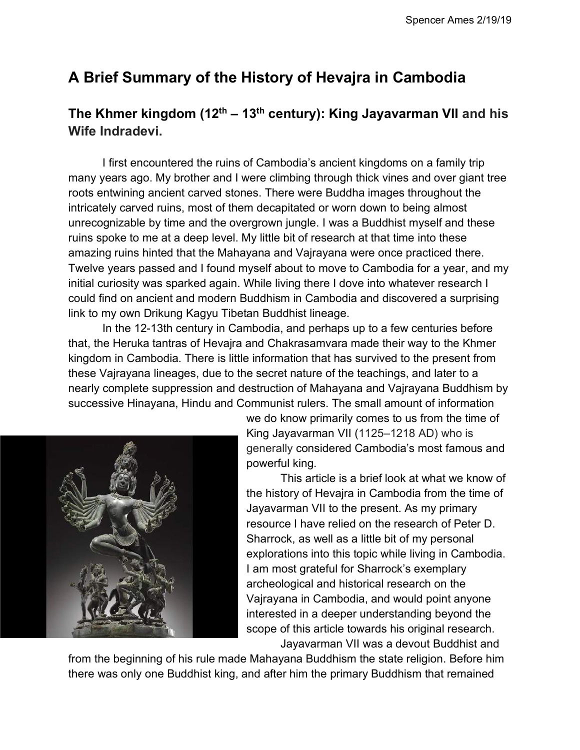Spencer Ames 2/19/19

# A Brief Summary of the History of Hevajra in Cambodia

## The Khmer kingdom (12th – 13th century): King Jayavarman VII and his Wife Indradevi.

I first encountered the ruins of Cambodia's ancient kingdoms on a family trip many years ago. My brother and I were climbing through thick vines and over giant tree roots entwining ancient carved stones. There were Buddha images throughout the intricately carved ruins, most of them decapitated or worn down to being almost unrecognizable by time and the overgrown jungle. I was a Buddhist myself and these ruins spoke to me at a deep level. My little bit of research at that time into these amazing ruins hinted that the Mahayana and Vajrayana were once practiced there. Twelve years passed and I found myself about to move to Cambodia for a year, and my initial curiosity was sparked again. While living there I dove into whatever research I could find on ancient and modern Buddhism in Cambodia and discovered a surprising link to my own Drikung Kagyu Tibetan Buddhist lineage.

In the 12-13th century in Cambodia, and perhaps up to a few centuries before that, the Heruka tantras of Hevajra and Chakrasamvara made their way to the Khmer kingdom in Cambodia. There is little information that has survived to the present from these Vajrayana lineages, due to the secret nature of the teachings, and later to a nearly complete suppression and destruction of Mahayana and Vajrayana Buddhism by successive Hinayana, Hindu and Communist rulers. The small amount of information we do know primarily comes to us from the time of King Jayavarman VII (1125–1218 AD) who is generally considered Cambodia's most famous and powerful king.

This article is a brief look at what we know of the history of Hevajra in Cambodia from the time of Jayavarman VII to the present. As my primary resource I have relied on the research of Peter D. Sharrock, as well as a little bit of my personal explorations into this topic while living in Cambodia. I am most grateful for Sharrock's exemplary archeological and historical research on the Vajrayana in Cambodia, and would point anyone interested in a deeper understanding beyond the scope of this article towards his original research.

Jayavarman VII was a devout Buddhist and from the beginning of his rule made Mahayana Buddhism the state religion. Before him there was only one Buddhist king, and after him the primary Buddhism that remained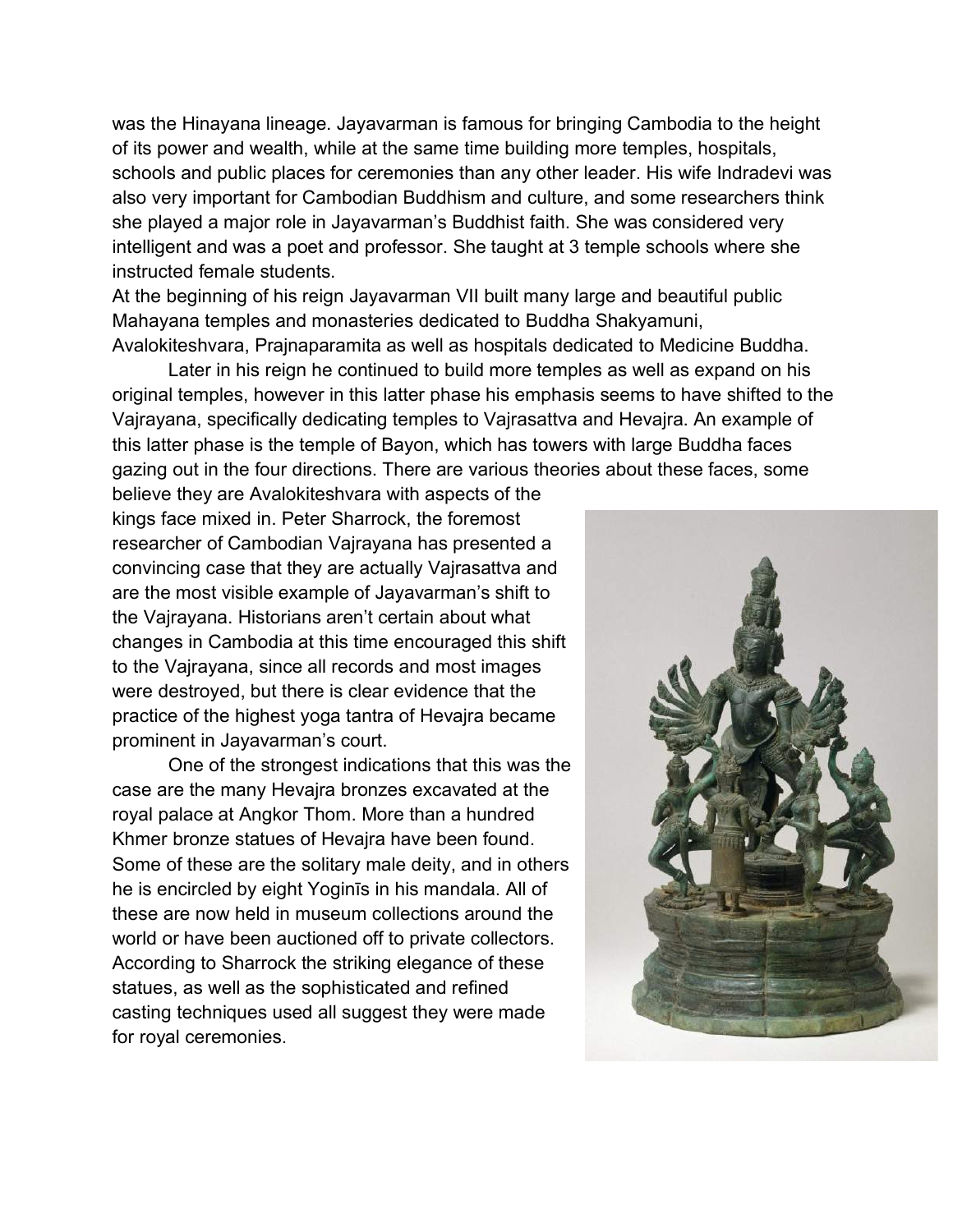was the Hinayana lineage. Jayavarman is famous for bringing Cambodia to the height of its power and wealth, while at the same time building more temples, hospitals, schools and public places for ceremonies than any other leader. His wife Indradevi was also very important for Cambodian Buddhism and culture, and some researchers think she played a major role in Jayavarman's Buddhist faith. She was considered very intelligent and was a poet and professor. She taught at 3 temple schools where she instructed female students.

At the beginning of his reign Jayavarman VII built many large and beautiful public Mahayana temples and monasteries dedicated to Buddha Shakyamuni, Avalokiteshvara, Prajnaparamita as well as hospitals dedicated to Medicine Buddha.

Later in his reign he continued to build more temples as well as expand on his original temples, however in this latter phase his emphasis seems to have shifted to the Vajrayana, specifically dedicating temples to Vajrasattva and Hevajra. An example of this latter phase is the temple of Bayon, which has towers with large Buddha faces gazing out in the four directions. There are various theories about these faces, some believe they are Avalokiteshvara with aspects of the kings face mixed in. Peter Sharrock, the foremost researcher of Cambodian Vajrayana has presented a convincing case that they are actually Vajrasattva and are the most visible example of Jayavarman's shift to the Vajrayana. Historians aren't certain about what changes in Cambodia at this time encouraged this shift to the Vajrayana, since all records and most images were destroyed, but there is clear evidence that the practice of the highest yoga tantra of Hevajra became prominent in Jayavarman's court.

One of the strongest indications that this was the case are the many Hevajra bronzes excavated at the royal palace at Angkor Thom. More than a hundred Khmer bronze statues of Hevajra have been found. Some of these are the solitary male deity, and in others he is encircled by eight Yoginīs in his mandala. All of these are now held in museum collections around the world or have been auctioned off to private collectors. According to Sharrock the striking elegance of these statues, as well as the sophisticated and refined casting techniques used all suggest they were made for royal ceremonies.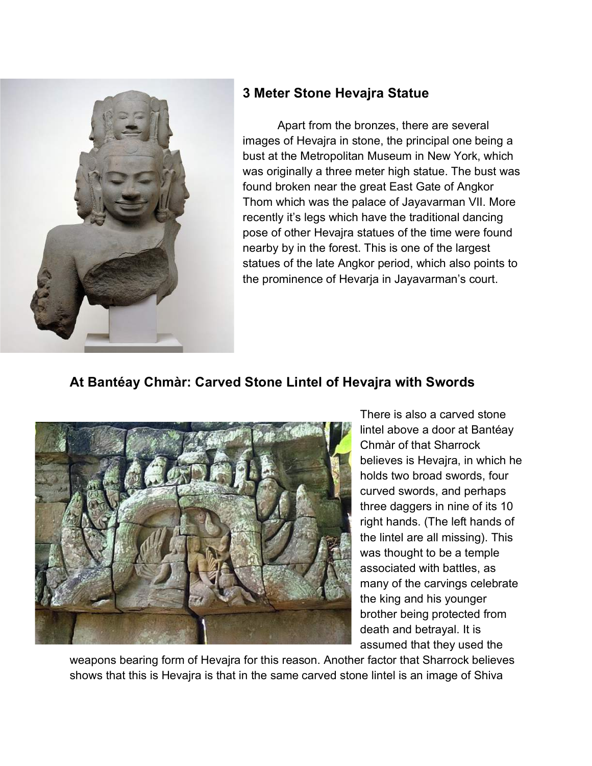### 3 Meter Stone Hevajra Statue

Apart from the bronzes, there are several images of Hevajra in stone, the principal one being a bust at the Metropolitan Museum in New York, which was originally a three meter high statue. The bust was found broken near the great East Gate of Angkor Thom which was the palace of Jayavarman VII. More recently it's legs which have the traditional dancing pose of other Hevajra statues of the time were found nearby by in the forest. This is one of the largest statues of the late Angkor period, which also points to the prominence of Hevarja in Jayavarman's court.

### At Bantéay Chmàr: Carved Stone Lintel of Hevajra with Swords

There is also a carved stone lintel above a door at Bantéay Chmàr of that Sharrock believes is Hevajra, in which he holds two broad swords, four curved swords, and perhaps three daggers in nine of its 10 right hands. (The left hands of the lintel are all missing). This was thought to be a temple associated with battles, as many of the carvings celebrate the king and his younger brother being protected from death and betrayal. It is assumed that they used the weapons bearing form of Hevajra for this reason. Another factor that Sharrock believes shows that this is Hevajra is that in the same carved stone lintel is an image of Shiva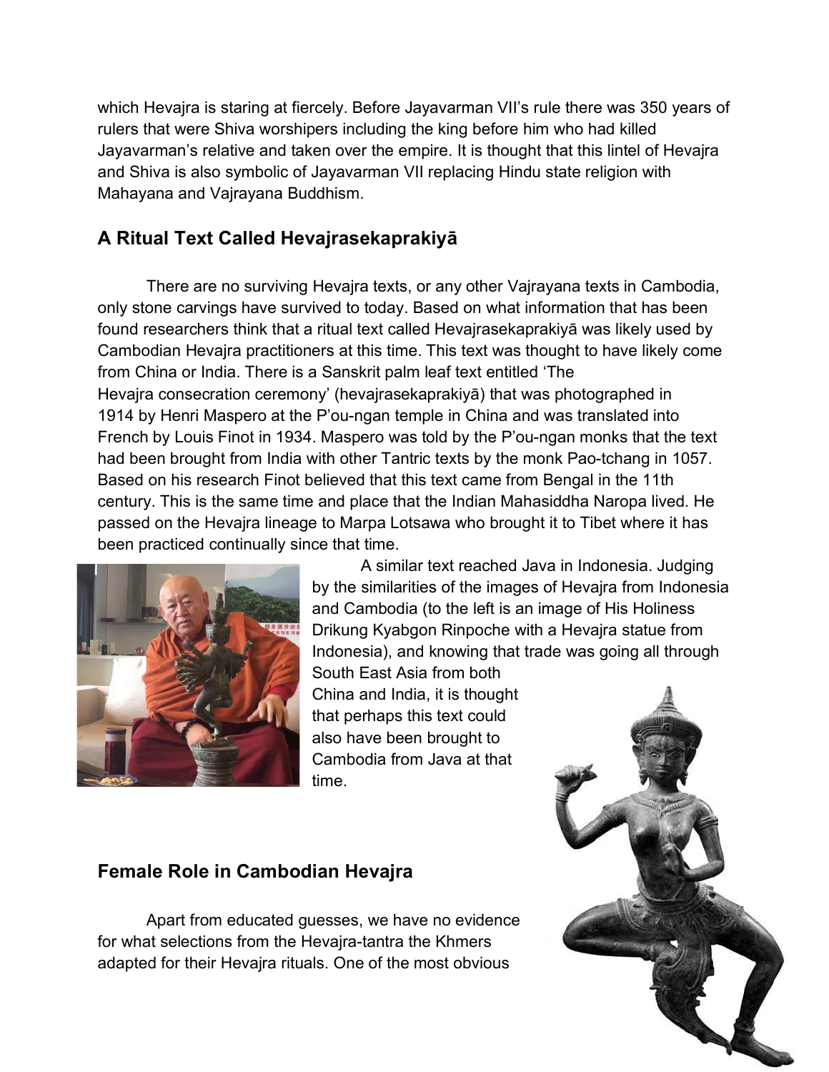which Hevajra is staring at fiercely. Before Jayavarman VII's rule there was 350 years of rulers that were Shiva worshipers including the king before him who had killed Jayavarman's relative and taken over the empire. It is thought that this lintel of Hevajra and Shiva is also symbolic of Jayavarman VII replacing Hindu state religion with Mahayana and Vajrayana Buddhism.

## A Ritual Text Called Hevajrasekaprakiyā

There are no surviving Hevajra texts, or any other Vajrayana texts in Cambodia, only stone carvings have survived to today. Based on what information that has been found researchers think that a ritual text called Hevajrasekaprakiyā was likely used by Cambodian Hevajra practitioners at this time. This text was thought to have likely come from China or India. There is a Sanskrit palm leaf text entitled 'The Hevajra consecration ceremony' (hevajrasekaprakiyā) that was photographed in 1914 by Henri Maspero at the P'ou-ngan temple in China and was translated into French by Louis Finot in 1934. Maspero was told by the P'ou-ngan monks that the text had been brought from India with other Tantric texts by the monk Pao-tchang in 1057. Based on his research Finot believed that this text came from Bengal in the 11th century. This is the same time and place that the Indian Mahasiddha Naropa lived. He passed on the Hevajra lineage to Marpa Lotsawa who brought it to Tibet where it has been practiced continually since that time.

A similar text reached Java in Indonesia. Judging by the similarities of the images of Hevajra from Indonesia and Cambodia (to the left is an image of His Holiness Drikung Kyabgon Rinpoche with a Hevajra statue from Indonesia), and knowing that trade was going all through South East Asia from both China and India, it is thought that perhaps this text could also have been brought to Cambodia from Java at that time.

## Female Role in Cambodian Hevajra

Apart from educated guesses, we have no evidence for what selections from the Hevajra-tantra the Khmers adapted for their Hevajra rituals. One of the most obvious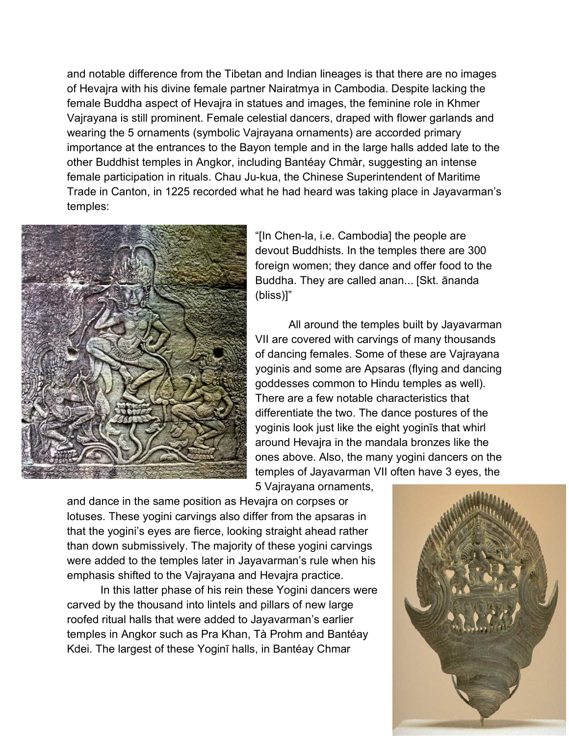and notable difference from the Tibetan and Indian lineages is that there are no images of Hevajra with his divine female partner Nairatmya in Cambodia. Despite lacking the female Buddha aspect of Hevajra in statues and images, the feminine role in Khmer Vajrayana is still prominent. Female celestial dancers, draped with flower garlands and wearing the 5 ornaments (symbolic Vajrayana ornaments) are accorded primary importance at the entrances to the Bayon temple and in the large halls added late to the other Buddhist temples in Angkor, including Bantéay Chmàr, suggesting an intense female participation in rituals. Chau Ju-kua, the Chinese Superintendent of Maritime Trade in Canton, in 1225 recorded what he had heard was taking place in Jayavarman's temples:

"[In Chen-la, i.e. Cambodia] the people are devout Buddhists. In the temples there are 300 foreign women; they dance and offer food to the Buddha. They are called anan... [Skt. ānanda (bliss)]"

All around the temples built by Jayavarman VII are covered with carvings of many thousands of dancing females. Some of these are Vajrayana yoginis and some are Apsaras (flying and dancing goddesses common to Hindu temples as well). There are a few notable characteristics that differentiate the two. The dance postures of the yoginis look just like the eight yoginīs that whirl around Hevajra in the mandala bronzes like the ones above. Also, the many yogini dancers on the temples of Jayavarman VII often have 3 eyes, the 5 Vajrayana ornaments, and dance in the same position as Hevajra on corpses or lotuses. These yogini carvings also differ from the apsaras in that the yogini's eyes are fierce, looking straight ahead rather than down submissively. The majority of these yogini carvings were added to the temples later in Jayavarman's rule when his emphasis shifted to the Vajrayana and Hevajra practice.

In this latter phase of his rein these Yogini dancers were carved by the thousand into lintels and pillars of new large roofed ritual halls that were added to Jayavarman's earlier temples in Angkor such as Pra Khan, Tà Prohm and Bantéay Kdei. The largest of these Yoginī halls, in Bantéay Chmar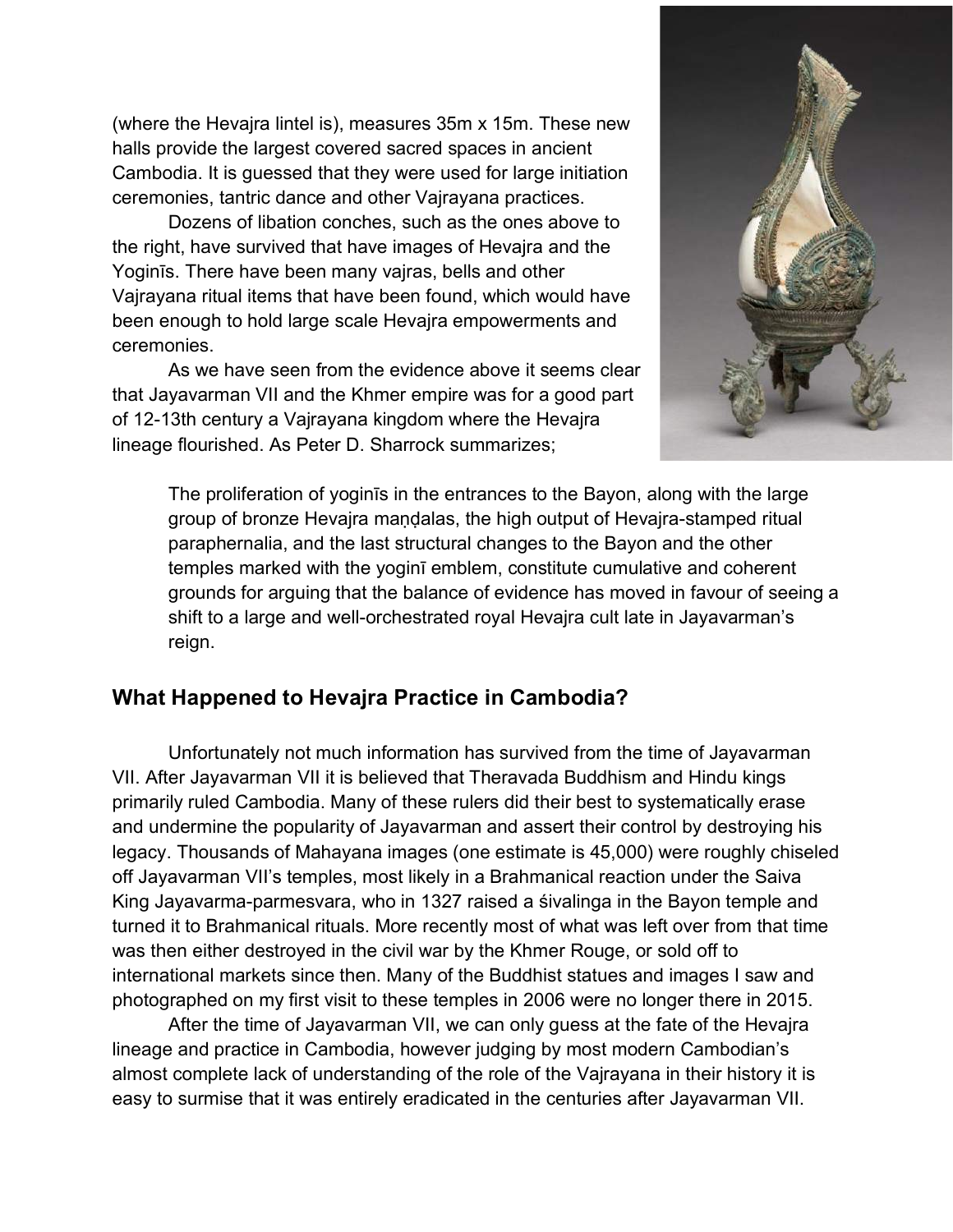(where the Hevajra lintel is), measures 35m x 15m. These new halls provide the largest covered sacred spaces in ancient Cambodia. It is guessed that they were used for large initiation ceremonies, tantric dance and other Vajrayana practices.

Dozens of libation conches, such as the ones above to the right, have survived that have images of Hevajra and the Yoginīs. There have been many vajras, bells and other Vajrayana ritual items that have been found, which would have been enough to hold large scale Hevajra empowerments and ceremonies.

As we have seen from the evidence above it seems clear that Jayavarman VII and the Khmer empire was for a good part of 12-13th century a Vajrayana kingdom where the Hevajra lineage flourished. As Peter D. Sharrock summarizes;

> The proliferation of yoginīs in the entrances to the Bayon, along with the large group of bronze Hevajra maṇḍalas, the high output of Hevajra-stamped ritual paraphernalia, and the last structural changes to the Bayon and the other temples marked with the yoginī emblem, constitute cumulative and coherent grounds for arguing that the balance of evidence has moved in favour of seeing a shift to a large and well-orchestrated royal Hevajra cult late in Jayavarman's reign.

## What Happened to Hevajra Practice in Cambodia?

Unfortunately not much information has survived from the time of Jayavarman VII. After Jayavarman VII it is believed that Theravada Buddhism and Hindu kings primarily ruled Cambodia. Many of these rulers did their best to systematically erase and undermine the popularity of Jayavarman and assert their control by destroying his legacy. Thousands of Mahayana images (one estimate is 45,000) were roughly chiseled off Jayavarman VII's temples, most likely in a Brahmanical reaction under the Saiva King Jayavarma-parmesvara, who in 1327 raised a śivalinga in the Bayon temple and turned it to Brahmanical rituals. More recently most of what was left over from that time was then either destroyed in the civil war by the Khmer Rouge, or sold off to international markets since then. Many of the Buddhist statues and images I saw and photographed on my first visit to these temples in 2006 were no longer there in 2015.

After the time of Jayavarman VII, we can only guess at the fate of the Hevajra lineage and practice in Cambodia, however judging by most modern Cambodian's almost complete lack of understanding of the role of the Vajrayana in their history it is easy to surmise that it was entirely eradicated in the centuries after Jayavarman VII.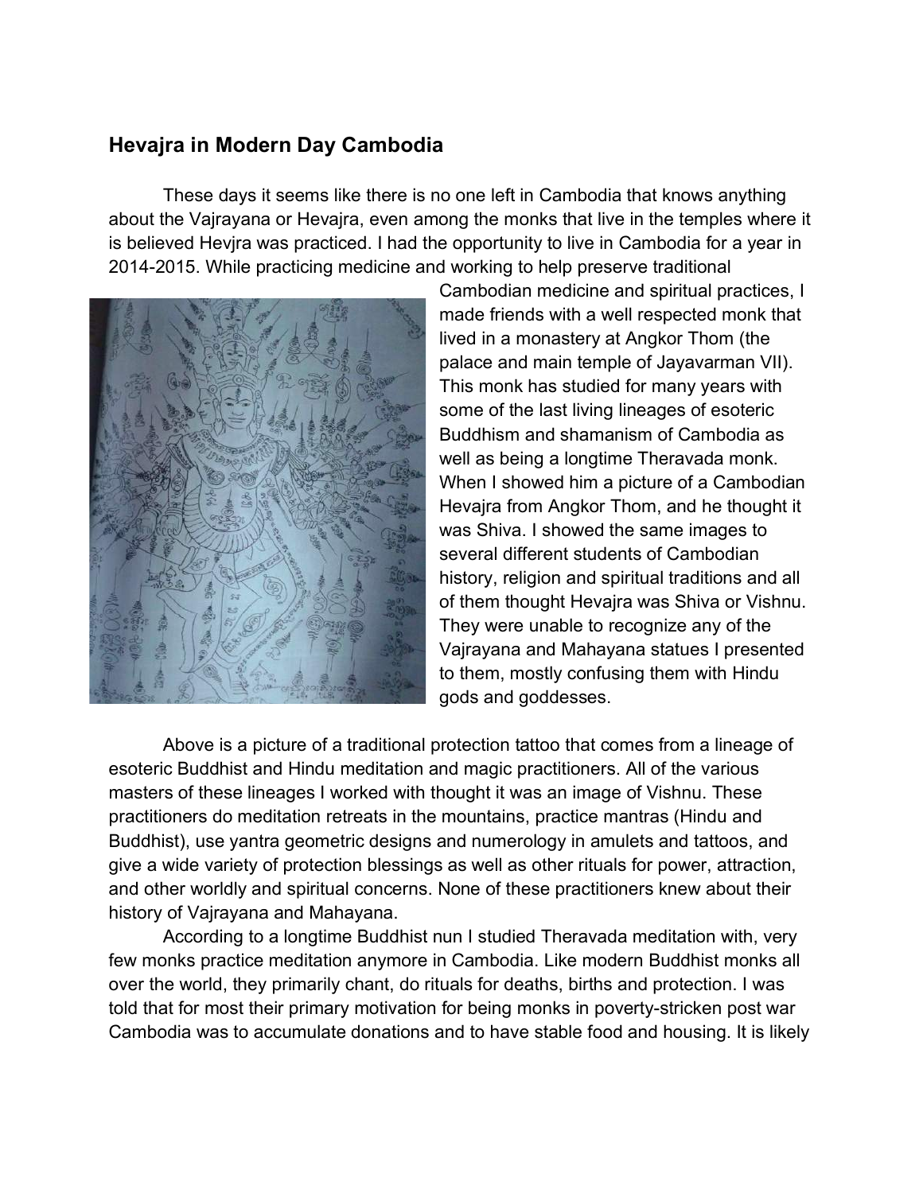## Hevajra in Modern Day Cambodia

These days it seems like there is no one left in Cambodia that knows anything about the Vajrayana or Hevajra, even among the monks that live in the temples where it is believed Hevjra was practiced. I had the opportunity to live in Cambodia for a year in 2014-2015. While practicing medicine and working to help preserve traditional Cambodian medicine and spiritual practices, I made friends with a well respected monk that lived in a monastery at Angkor Thom (the palace and main temple of Jayavarman VII). This monk has studied for many years with some of the last living lineages of esoteric Buddhism and shamanism of Cambodia as well as being a longtime Theravada monk. When I showed him a picture of a Cambodian Hevajra from Angkor Thom, and he thought it was Shiva. I showed the same images to several different students of Cambodian history, religion and spiritual traditions and all of them thought Hevajra was Shiva or Vishnu. They were unable to recognize any of the Vajrayana and Mahayana statues I presented to them, mostly confusing them with Hindu gods and goddesses.

Above is a picture of a traditional protection tattoo that comes from a lineage of esoteric Buddhist and Hindu meditation and magic practitioners. All of the various masters of these lineages I worked with thought it was an image of Vishnu. These practitioners do meditation retreats in the mountains, practice mantras (Hindu and Buddhist), use yantra geometric designs and numerology in amulets and tattoos, and give a wide variety of protection blessings as well as other rituals for power, attraction, and other worldly and spiritual concerns. None of these practitioners knew about their history of Vajrayana and Mahayana.

According to a longtime Buddhist nun I studied Theravada meditation with, very few monks practice meditation anymore in Cambodia. Like modern Buddhist monks all over the world, they primarily chant, do rituals for deaths, births and protection. I was told that for most their primary motivation for being monks in poverty-stricken post war Cambodia was to accumulate donations and to have stable food and housing. It is likely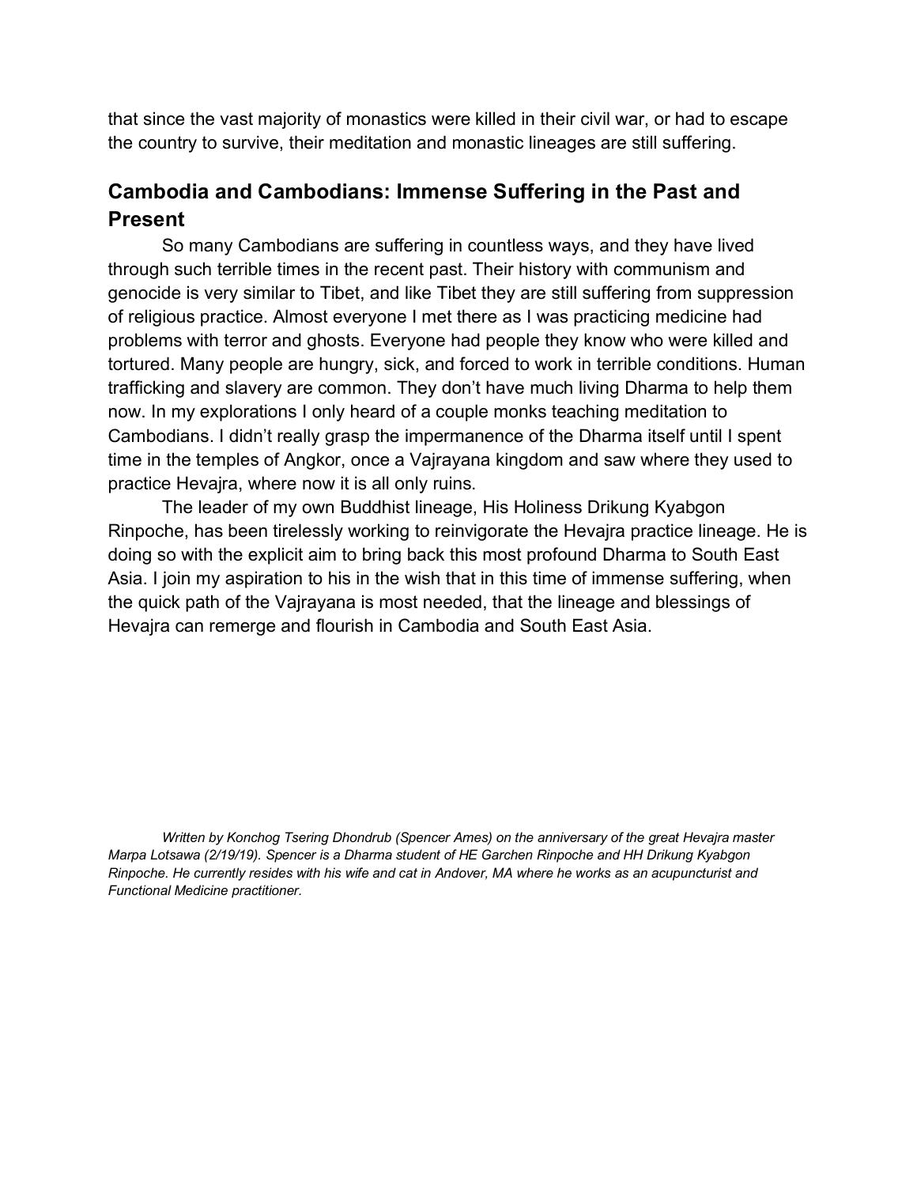that since the vast majority of monastics were killed in their civil war, or had to escape the country to survive, their meditation and monastic lineages are still suffering.

## Cambodia and Cambodians: Immense Suffering in the Past and Present

So many Cambodians are suffering in countless ways, and they have lived through such terrible times in the recent past. Their history with communism and genocide is very similar to Tibet, and like Tibet they are still suffering from suppression of religious practice. Almost everyone I met there as I was practicing medicine had problems with terror and ghosts. Everyone had people they know who were killed and tortured. Many people are hungry, sick, and forced to work in terrible conditions. Human trafficking and slavery are common. They don't have much living Dharma to help them now. In my explorations I only heard of a couple monks teaching meditation to Cambodians. I didn't really grasp the impermanence of the Dharma itself until I spent time in the temples of Angkor, once a Vajrayana kingdom and saw where they used to practice Hevajra, where now it is all only ruins.

The leader of my own Buddhist lineage, His Holiness Drikung Kyabgon Rinpoche, has been tirelessly working to reinvigorate the Hevajra practice lineage. He is doing so with the explicit aim to bring back this most profound Dharma to South East Asia. I join my aspiration to his in the wish that in this time of immense suffering, when the quick path of the Vajrayana is most needed, that the lineage and blessings of Hevajra can remerge and flourish in Cambodia and South East Asia.

*Written by Konchog Tsering Dhondrub (Spencer Ames) on the anniversary of the great Hevajra master Marpa Lotsawa (2/19/19). Spencer is a Dharma student of HE Garchen Rinpoche and HH Drikung Kyabgon Rinpoche. He currently resides with his wife and cat in Andover, MA where he works as an acupuncturist and Functional Medicine practitioner.*